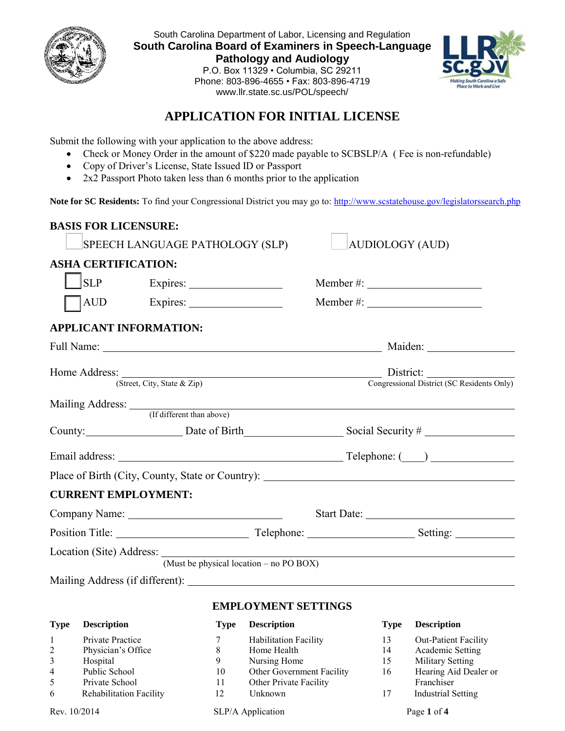South Carolina Department of Labor, Licensing and Regulation

**South Carolina Board of Examiners in Speech-Language Pathology and Audiology**

P.O. Box 11329 • Columbia, SC 29211
Phone: 803-896-4655 • Fax: 803-896-4719
www.llr.state.sc.us/POL/speech/

# APPLICATION FOR INITIAL LICENSE

Submit the following with your application to the above address:

- Check or Money Order in the amount of $220 made payable to SCBSLP/A ( Fee is non-refundable)
- Copy of Driver's License, State Issued ID or Passport
- 2x2 Passport Photo taken less than 6 months prior to the application

**Note for SC Residents:** To find your Congressional District you may go to: http://www.scstatehouse.gov/legislatorssearch.php

**BASIS FOR LICENSURE:**

☐ SPEECH LANGUAGE PATHOLOGY (SLP) ☐ AUDIOLOGY (AUD)

**ASHA CERTIFICATION:**

☐ SLP Expires: ________________ Member #: ____________________

☐ AUD Expires: ________________ Member #: ____________________

**APPLICANT INFORMATION:**

Full Name: ______________________________________________ Maiden: ______________

Home Address: ___________________________________________ District: ______________
(Street, City, State & Zip) Congressional District (SC Residents Only)

Mailing Address: ___________________________________________________________
(If different than above)

County:________________ Date of Birth________________ Social Security # ______________

Email address: ______________________________________ Telephone: (____) ______________

Place of Birth (City, County, State or Country): ________________________________________

**CURRENT EMPLOYMENT:**

Company Name: __________________________ Start Date: ________________________

Position Title: ______________________ Telephone: __________________ Setting: __________

Location (Site) Address: _____________________________________________________
(Must be physical location – no PO BOX)

Mailing Address (if different): _______________________________________________

**EMPLOYMENT SETTINGS**

| Type | Description | Type | Description | Type | Description |
|---|---|---|---|---|---|
| 1 | Private Practice | 7 | Habilitation Facility | 13 | Out-Patient Facility |
| 2 | Physician's Office | 8 | Home Health | 14 | Academic Setting |
| 3 | Hospital | 9 | Nursing Home | 15 | Military Setting |
| 4 | Public School | 10 | Other Government Facility | 16 | Hearing Aid Dealer or Franchiser |
| 5 | Private School | 11 | Other Private Facility | | |
| 6 | Rehabilitation Facility | 12 | Unknown | 17 | Industrial Setting |

Rev. 10/2014 SLP/A Application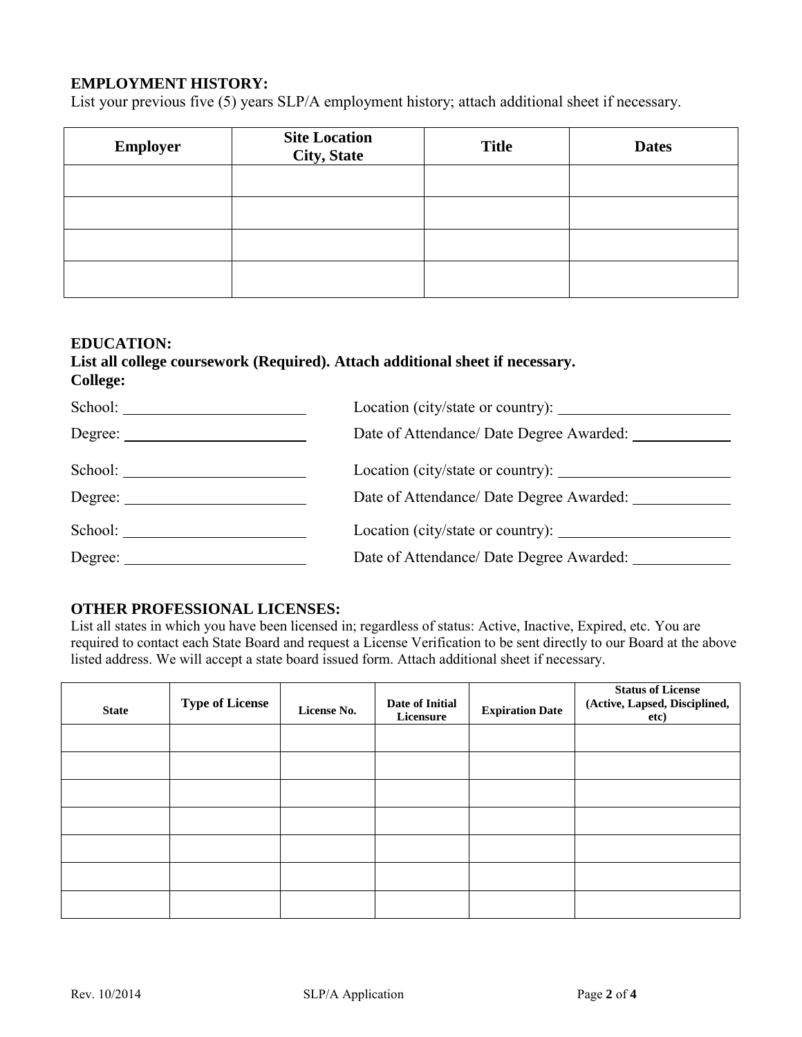## EMPLOYMENT HISTORY:

List your previous five (5) years SLP/A employment history; attach additional sheet if necessary.

| Employer | Site Location City, State | Title | Dates |
|---|---|---|---|
| | | | |
| | | | |
| | | | |
| | | | |

## EDUCATION:

**List all college coursework (Required). Attach additional sheet if necessary.**

**College:**

School: ____________________ Location (city/state or country): ____________________

Degree: ____________________ Date of Attendance/ Date Degree Awarded: ____________

School: ____________________ Location (city/state or country): ____________________

Degree: ____________________ Date of Attendance/ Date Degree Awarded: ____________

School: ____________________ Location (city/state or country): ____________________

Degree: ____________________ Date of Attendance/ Date Degree Awarded: ____________

## OTHER PROFESSIONAL LICENSES:

List all states in which you have been licensed in; regardless of status: Active, Inactive, Expired, etc. You are required to contact each State Board and request a License Verification to be sent directly to our Board at the above listed address. We will accept a state board issued form. Attach additional sheet if necessary.

| State | Type of License | License No. | Date of Initial Licensure | Expiration Date | Status of License (Active, Lapsed, Disciplined, etc) |
|---|---|---|---|---|---|
| | | | | | |
| | | | | | |
| | | | | | |
| | | | | | |
| | | | | | |
| | | | | | |
| | | | | | |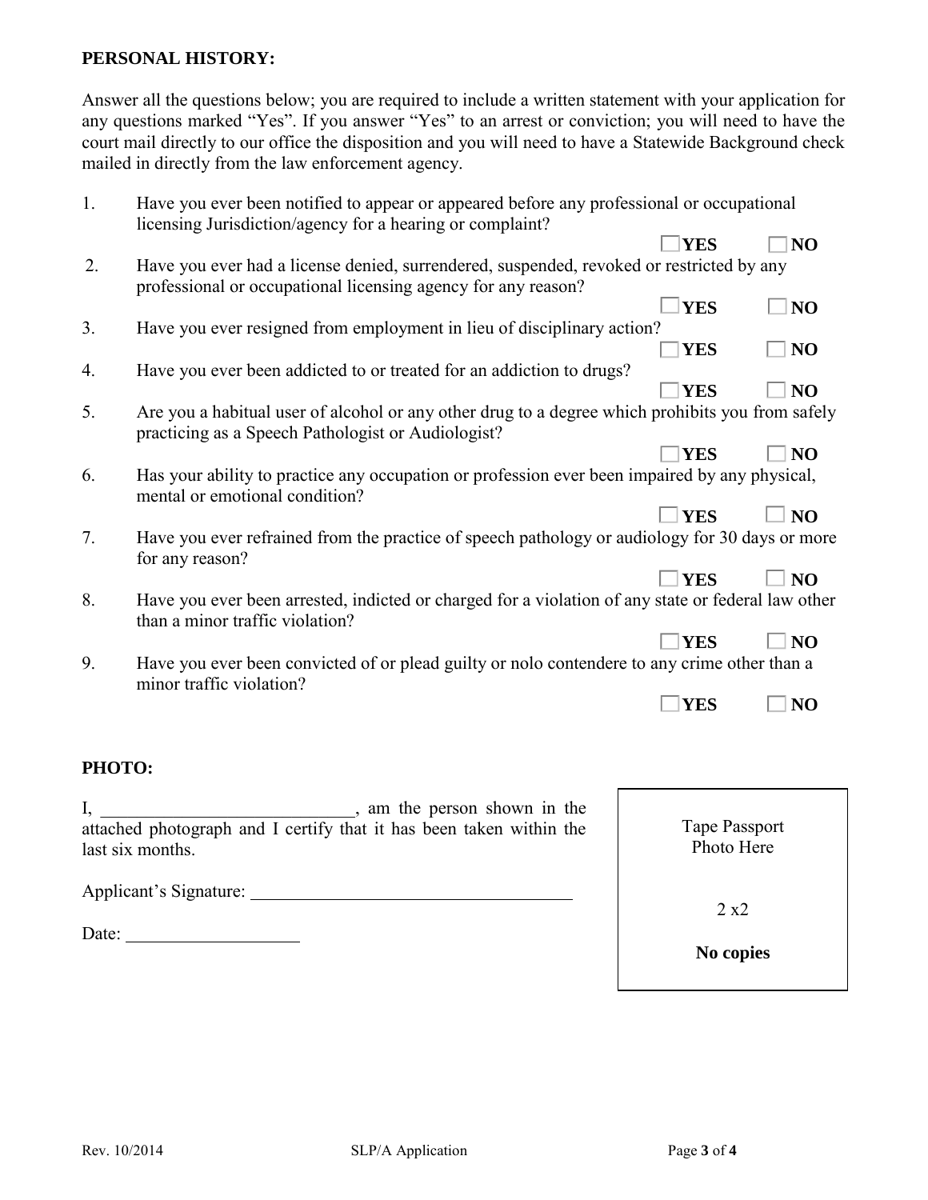**PERSONAL HISTORY:**

Answer all the questions below; you are required to include a written statement with your application for any questions marked “Yes”. If you answer “Yes” to an arrest or conviction; you will need to have the court mail directly to our office the disposition and you will need to have a Statewide Background check mailed in directly from the law enforcement agency.

1. Have you ever been notified to appear or appeared before any professional or occupational licensing Jurisdiction/agency for a hearing or complaint?

   ☐ **YES** ☐ **NO**

2. Have you ever had a license denied, surrendered, suspended, revoked or restricted by any professional or occupational licensing agency for any reason?

   ☐ **YES** ☐ **NO**

3. Have you ever resigned from employment in lieu of disciplinary action?

   ☐ **YES** ☐ **NO**

4. Have you ever been addicted to or treated for an addiction to drugs?

   ☐ **YES** ☐ **NO**

5. Are you a habitual user of alcohol or any other drug to a degree which prohibits you from safely practicing as a Speech Pathologist or Audiologist?

   ☐ **YES** ☐ **NO**

6. Has your ability to practice any occupation or profession ever been impaired by any physical, mental or emotional condition?

   ☐ **YES** ☐ **NO**

7. Have you ever refrained from the practice of speech pathology or audiology for 30 days or more for any reason?

   ☐ **YES** ☐ **NO**

8. Have you ever been arrested, indicted or charged for a violation of any state or federal law other than a minor traffic violation?

   ☐ **YES** ☐ **NO**

9. Have you ever been convicted of or plead guilty or nolo contendere to any crime other than a minor traffic violation?

   ☐ **YES** ☐ **NO**

**PHOTO:**

I, ____________________________, am the person shown in the attached photograph and I certify that it has been taken within the last six months.

Applicant’s Signature: ____________________________________

Date: ____________________

| Tape Passport Photo Here<br><br>2 x2<br><br>**No copies** |
|---|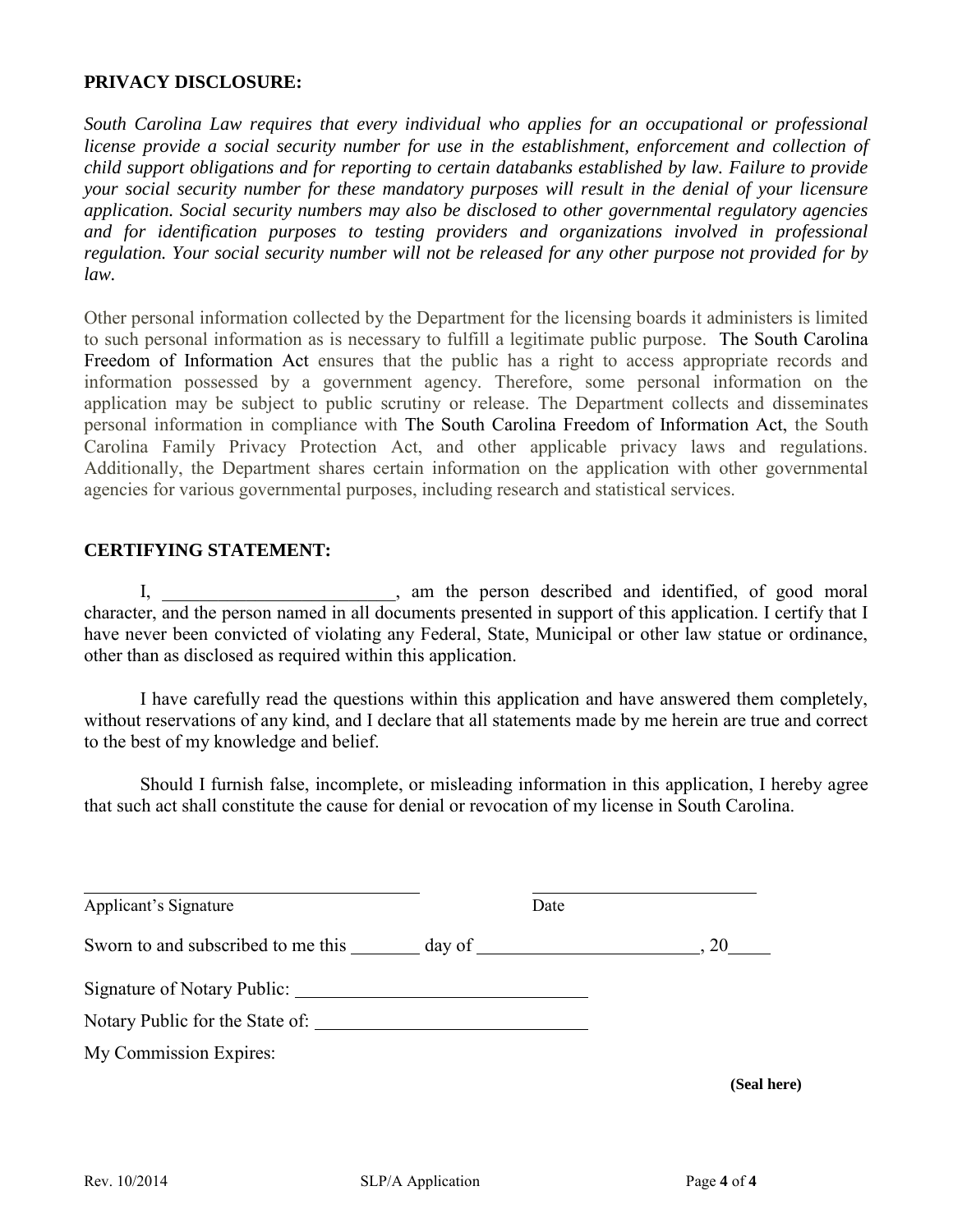**PRIVACY DISCLOSURE:**

*South Carolina Law requires that every individual who applies for an occupational or professional license provide a social security number for use in the establishment, enforcement and collection of child support obligations and for reporting to certain databanks established by law. Failure to provide your social security number for these mandatory purposes will result in the denial of your licensure application. Social security numbers may also be disclosed to other governmental regulatory agencies and for identification purposes to testing providers and organizations involved in professional regulation. Your social security number will not be released for any other purpose not provided for by law.*

Other personal information collected by the Department for the licensing boards it administers is limited to such personal information as is necessary to fulfill a legitimate public purpose. The South Carolina Freedom of Information Act ensures that the public has a right to access appropriate records and information possessed by a government agency. Therefore, some personal information on the application may be subject to public scrutiny or release. The Department collects and disseminates personal information in compliance with The South Carolina Freedom of Information Act, the South Carolina Family Privacy Protection Act, and other applicable privacy laws and regulations. Additionally, the Department shares certain information on the application with other governmental agencies for various governmental purposes, including research and statistical services.

**CERTIFYING STATEMENT:**

I, ________________________, am the person described and identified, of good moral character, and the person named in all documents presented in support of this application. I certify that I have never been convicted of violating any Federal, State, Municipal or other law statue or ordinance, other than as disclosed as required within this application.

I have carefully read the questions within this application and have answered them completely, without reservations of any kind, and I declare that all statements made by me herein are true and correct to the best of my knowledge and belief.

Should I furnish false, incomplete, or misleading information in this application, I hereby agree that such act shall constitute the cause for denial or revocation of my license in South Carolina.

______________________________________ ________________________

Applicant's Signature Date

Sworn to and subscribed to me this _______ day of ______________________, 20____

Signature of Notary Public: ______________________________

Notary Public for the State of: ____________________________

My Commission Expires:

**(Seal here)**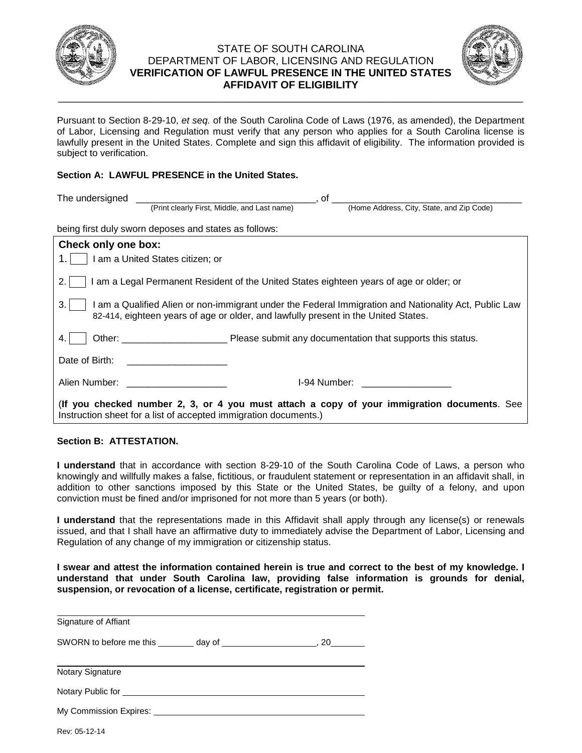# STATE OF SOUTH CAROLINA
## DEPARTMENT OF LABOR, LICENSING AND REGULATION
## **VERIFICATION OF LAWFUL PRESENCE IN THE UNITED STATES**
## **AFFIDAVIT OF ELIGIBILITY**

Pursuant to Section 8-29-10, *et seq.* of the South Carolina Code of Laws (1976, as amended), the Department of Labor, Licensing and Regulation must verify that any person who applies for a South Carolina license is lawfully present in the United States. Complete and sign this affidavit of eligibility. The information provided is subject to verification.

**Section A: LAWFUL PRESENCE in the United States.**

The undersigned ________________________________, of ________________________________
(Print clearly First, Middle, and Last name) (Home Address, City, State, and Zip Code)

being first duly sworn deposes and states as follows:

**Check only one box:**

1. ☐ I am a United States citizen; or

2. ☐ I am a Legal Permanent Resident of the United States eighteen years of age or older; or

3. ☐ I am a Qualified Alien or non-immigrant under the Federal Immigration and Nationality Act, Public Law 82-414, eighteen years of age or older, and lawfully present in the United States.

4. ☐ Other: ____________________ Please submit any documentation that supports this status.

Date of Birth: ____________________

Alien Number: ____________________ I-94 Number: ____________________

(**If you checked number 2, 3, or 4 you must attach a copy of your immigration documents**. See Instruction sheet for a list of accepted immigration documents.)

**Section B: ATTESTATION.**

**I understand** that in accordance with section 8-29-10 of the South Carolina Code of Laws, a person who knowingly and willfully makes a false, fictitious, or fraudulent statement or representation in an affidavit shall, in addition to other sanctions imposed by this State or the United States, be guilty of a felony, and upon conviction must be fined and/or imprisoned for not more than 5 years (or both).

**I understand** that the representations made in this Affidavit shall apply through any license(s) or renewals issued, and that I shall have an affirmative duty to immediately advise the Department of Labor, Licensing and Regulation of any change of my immigration or citizenship status.

**I swear and attest the information contained herein is true and correct to the best of my knowledge. I understand that under South Carolina law, providing false information is grounds for denial, suspension, or revocation of a license, certificate, registration or permit.**

______________________________________________
Signature of Affiant

SWORN to before me this ________ day of ____________________, 20________

______________________________________________
Notary Signature

Notary Public for ______________________________________________

My Commission Expires: ______________________________________________

Rev: 05-12-14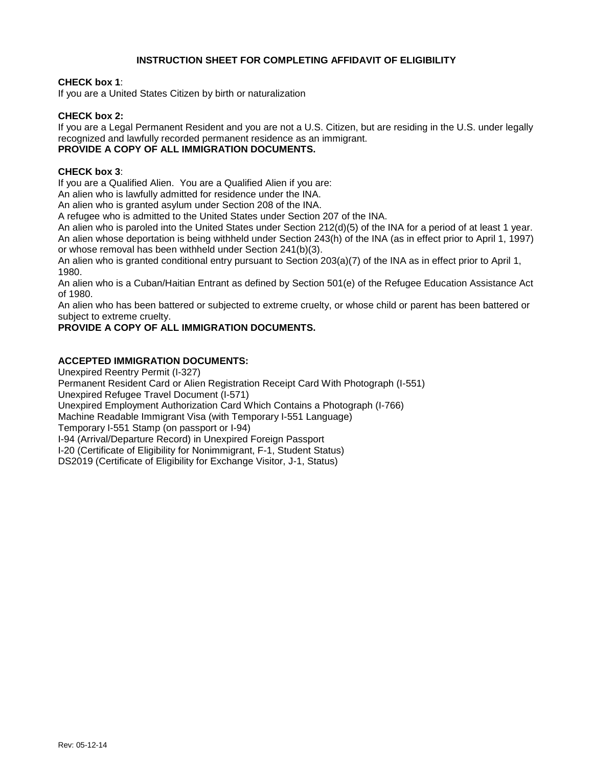# INSTRUCTION SHEET FOR COMPLETING AFFIDAVIT OF ELIGIBILITY

**CHECK box 1**:
If you are a United States Citizen by birth or naturalization

**CHECK box 2:**
If you are a Legal Permanent Resident and you are not a U.S. Citizen, but are residing in the U.S. under legally recognized and lawfully recorded permanent residence as an immigrant.
**PROVIDE A COPY OF ALL IMMIGRATION DOCUMENTS.**

**CHECK box 3**:
If you are a Qualified Alien. You are a Qualified Alien if you are:
An alien who is lawfully admitted for residence under the INA.
An alien who is granted asylum under Section 208 of the INA.
A refugee who is admitted to the United States under Section 207 of the INA.
An alien who is paroled into the United States under Section 212(d)(5) of the INA for a period of at least 1 year.
An alien whose deportation is being withheld under Section 243(h) of the INA (as in effect prior to April 1, 1997) or whose removal has been withheld under Section 241(b)(3).
An alien who is granted conditional entry pursuant to Section 203(a)(7) of the INA as in effect prior to April 1, 1980.
An alien who is a Cuban/Haitian Entrant as defined by Section 501(e) of the Refugee Education Assistance Act of 1980.
An alien who has been battered or subjected to extreme cruelty, or whose child or parent has been battered or subject to extreme cruelty.
**PROVIDE A COPY OF ALL IMMIGRATION DOCUMENTS.**

**ACCEPTED IMMIGRATION DOCUMENTS:**
Unexpired Reentry Permit (I-327)
Permanent Resident Card or Alien Registration Receipt Card With Photograph (I-551)
Unexpired Refugee Travel Document (I-571)
Unexpired Employment Authorization Card Which Contains a Photograph (I-766)
Machine Readable Immigrant Visa (with Temporary I-551 Language)
Temporary I-551 Stamp (on passport or I-94)
I-94 (Arrival/Departure Record) in Unexpired Foreign Passport
I-20 (Certificate of Eligibility for Nonimmigrant, F-1, Student Status)
DS2019 (Certificate of Eligibility for Exchange Visitor, J-1, Status)

Rev: 05-12-14